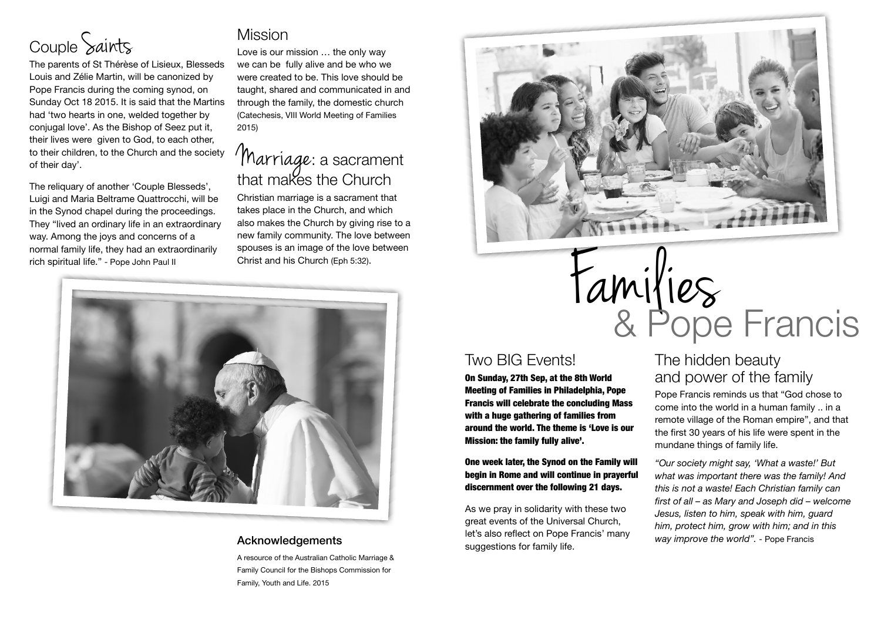## Couple Saints

The parents of St Thérèse of Lisieux, Blesseds Louis and Zélie Martin, will be canonized by Pope Francis during the coming synod, on Sunday Oct 18 2015. It is said that the Martins had 'two hearts in one, welded together by conjugal love'. As the Bishop of Seez put it, their lives were given to God, to each other, to their children, to the Church and the society of their day'.

The reliquary of another 'Couple Blesseds', Luigi and Maria Beltrame Quattrocchi, will be in the Synod chapel during the proceedings. They "lived an ordinary life in an extraordinary way. Among the joys and concerns of a normal family life, they had an extraordinarily rich spiritual life." - Pope John Paul II

## Mission

Love is our mission … the only way we can be fully alive and be who we were created to be. This love should be taught, shared and communicated in and through the family, the domestic church (Catechesis, VIII World Meeting of Families 2015)

## Marriage: a sacrament that makes the Church

Christian marriage is a sacrament that takes place in the Church, and which also makes the Church by giving rise to a new family community. The love between spouses is an image of the love between Christ and his Church (Eph 5:32).

### Acknowledgements

A resource of the Australian Catholic Marriage & Family Council for the Bishops Commission for Family, Youth and Life. 2015

# Families & Pope Francis

## Two BIG Events!

**On Sunday, 27th Sep, at the 8th World Meeting of Families in Philadelphia, Pope Francis will celebrate the concluding Mass with a huge gathering of families from around the world. The theme is 'Love is our Mission: the family fully alive'.**

**One week later, the Synod on the Family will begin in Rome and will continue in prayerful discernment over the following 21 days.**

As we pray in solidarity with these two great events of the Universal Church, let's also reflect on Pope Francis' many suggestions for family life.

## The hidden beauty and power of the family

Pope Francis reminds us that "God chose to come into the world in a human family .. in a remote village of the Roman empire", and that the first 30 years of his life were spent in the mundane things of family life.

*"Our society might say, 'What a waste!' But what was important there was the family! And this is not a waste! Each Christian family can first of all – as Mary and Joseph did – welcome Jesus, listen to him, speak with him, guard him, protect him, grow with him; and in this way improve the world".* - Pope Francis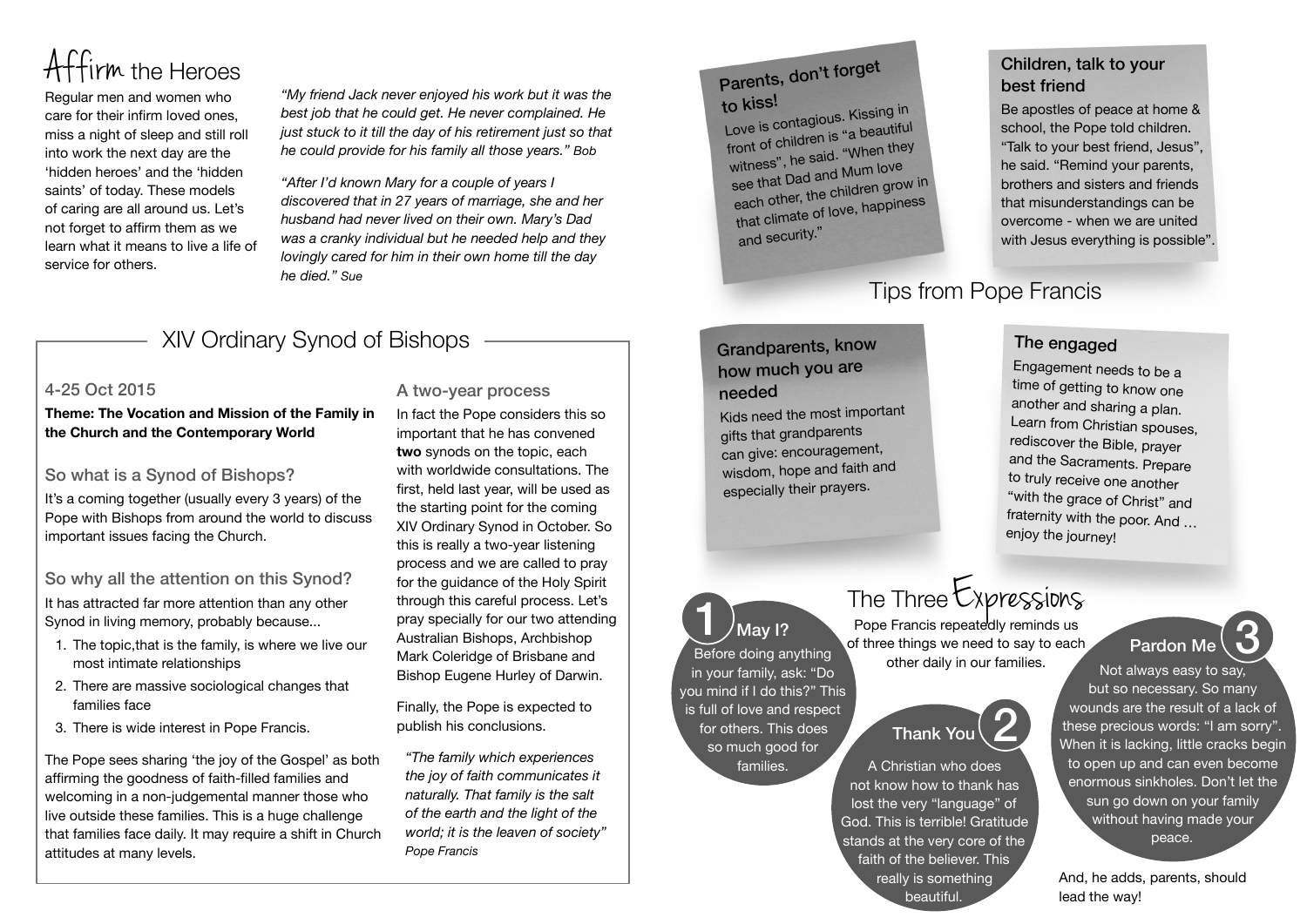## Affirm the Heroes

Regular men and women who care for their infirm loved ones, miss a night of sleep and still roll into work the next day are the 'hidden heroes' and the 'hidden saints' of today. These models of caring are all around us. Let's not forget to affirm them as we learn what it means to live a life of service for others.

*"My friend Jack never enjoyed his work but it was the best job that he could get. He never complained. He just stuck to it till the day of his retirement just so that he could provide for his family all those years." Bob*

*"After I'd known Mary for a couple of years I discovered that in 27 years of marriage, she and her husband had never lived on their own. Mary's Dad was a cranky individual but he needed help and they lovingly cared for him in their own home till the day he died." Sue*

## XIV Ordinary Synod of Bishops

### 4-25 Oct 2015

**Theme: The Vocation and Mission of the Family in the Church and the Contemporary World**

### So what is a Synod of Bishops?

It's a coming together (usually every 3 years) of the Pope with Bishops from around the world to discuss important issues facing the Church.

### So why all the attention on this Synod?

It has attracted far more attention than any other Synod in living memory, probably because...

1. The topic,that is the family, is where we live our most intimate relationships
2. There are massive sociological changes that families face
3. There is wide interest in Pope Francis.

The Pope sees sharing 'the joy of the Gospel' as both affirming the goodness of faith-filled families and welcoming in a non-judgemental manner those who live outside these families. This is a huge challenge that families face daily. It may require a shift in Church attitudes at many levels.

### A two-year process

In fact the Pope considers this so important that he has convened **two** synods on the topic, each with worldwide consultations. The first, held last year, will be used as the starting point for the coming XIV Ordinary Synod in October. So this is really a two-year listening process and we are called to pray for the guidance of the Holy Spirit through this careful process. Let's pray specially for our two attending Australian Bishops, Archbishop Mark Coleridge of Brisbane and Bishop Eugene Hurley of Darwin.

Finally, the Pope is expected to publish his conclusions.

*"The family which experiences the joy of faith communicates it naturally. That family is the salt of the earth and the light of the world; it is the leaven of society" Pope Francis*

## Tips from Pope Francis

### Parents, don't forget to kiss!

Love is contagious. Kissing in front of children is "a beautiful witness", he said. "When they see that Dad and Mum love each other, the children grow in that climate of love, happiness and security."

### Children, talk to your best friend

Be apostles of peace at home & school, the Pope told children. "Talk to your best friend, Jesus", he said. "Remind your parents, brothers and sisters and friends that misunderstandings can be overcome - when we are united with Jesus everything is possible".

### Grandparents, know how much you are needed

Kids need the most important gifts that grandparents can give: encouragement, wisdom, hope and faith and especially their prayers.

### The engaged

Engagement needs to be a time of getting to know one another and sharing a plan. Learn from Christian spouses, rediscover the Bible, prayer and the Sacraments. Prepare to truly receive one another "with the grace of Christ" and fraternity with the poor. And … enjoy the journey!

## The Three Expressions

Pope Francis repeatedly reminds us of three things we need to say to each other daily in our families.

### 1 May I?

Before doing anything in your family, ask: "Do you mind if I do this?" This is full of love and respect for others. This does so much good for families.

### 2 Thank You

A Christian who does not know how to thank has lost the very "language" of God. This is terrible! Gratitude stands at the very core of the faith of the believer. This really is something beautiful.

### 3 Pardon Me

Not always easy to say, but so necessary. So many wounds are the result of a lack of these precious words: "I am sorry". When it is lacking, little cracks begin to open up and can even become enormous sinkholes. Don't let the sun go down on your family without having made your peace.

And, he adds, parents, should lead the way!